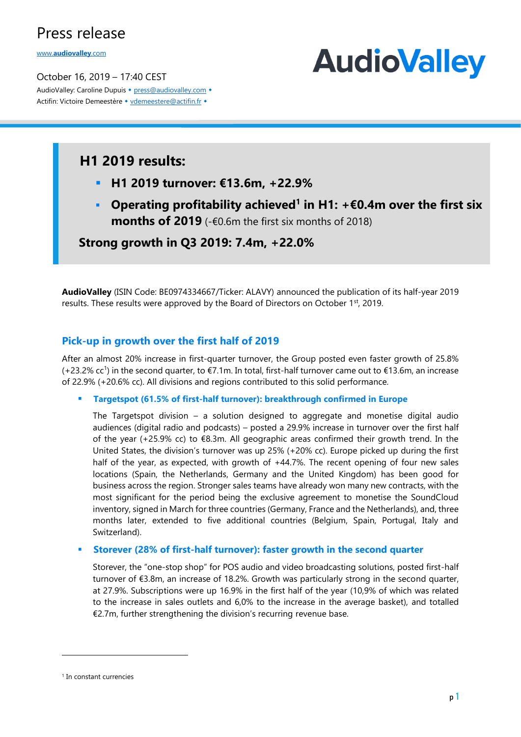# Press release

www.audiovalley.com

October 16, 2019 – 17:40 CEST

AudioValley: Caroline Dupuis • press@audiovalley.com •
Actifin: Victoire Demeestère • vdemeestere@actifin.fr •

AudioValley

## H1 2019 results:

- **H1 2019 turnover: €13.6m, +22.9%**
- **Operating profitability achieved[1] in H1: +€0.4m over the first six months of 2019** (-€0.6m the first six months of 2018)

**Strong growth in Q3 2019: 7.4m, +22.0%**

**AudioValley** (ISIN Code: BE0974334667/Ticker: ALAVY) announced the publication of its half-year 2019 results. These results were approved by the Board of Directors on October 1st, 2019.

## Pick-up in growth over the first half of 2019

After an almost 20% increase in first-quarter turnover, the Group posted even faster growth of 25.8% (+23.2% cc[1]) in the second quarter, to €7.1m. In total, first-half turnover came out to €13.6m, an increase of 22.9% (+20.6% cc). All divisions and regions contributed to this solid performance.

- **Targetspot (61.5% of first-half turnover): breakthrough confirmed in Europe**

  The Targetspot division – a solution designed to aggregate and monetise digital audio audiences (digital radio and podcasts) – posted a 29.9% increase in turnover over the first half of the year (+25.9% cc) to €8.3m. All geographic areas confirmed their growth trend. In the United States, the division's turnover was up 25% (+20% cc). Europe picked up during the first half of the year, as expected, with growth of +44.7%. The recent opening of four new sales locations (Spain, the Netherlands, Germany and the United Kingdom) has been good for business across the region. Stronger sales teams have already won many new contracts, with the most significant for the period being the exclusive agreement to monetise the SoundCloud inventory, signed in March for three countries (Germany, France and the Netherlands), and, three months later, extended to five additional countries (Belgium, Spain, Portugal, Italy and Switzerland).

- **Storever (28% of first-half turnover): faster growth in the second quarter**

  Storever, the "one-stop shop" for POS audio and video broadcasting solutions, posted first-half turnover of €3.8m, an increase of 18.2%. Growth was particularly strong in the second quarter, at 27.9%. Subscriptions were up 16.9% in the first half of the year (10,9% of which was related to the increase in sales outlets and 6,0% to the increase in the average basket), and totalled €2.7m, further strengthening the division's recurring revenue base.

[1] In constant currencies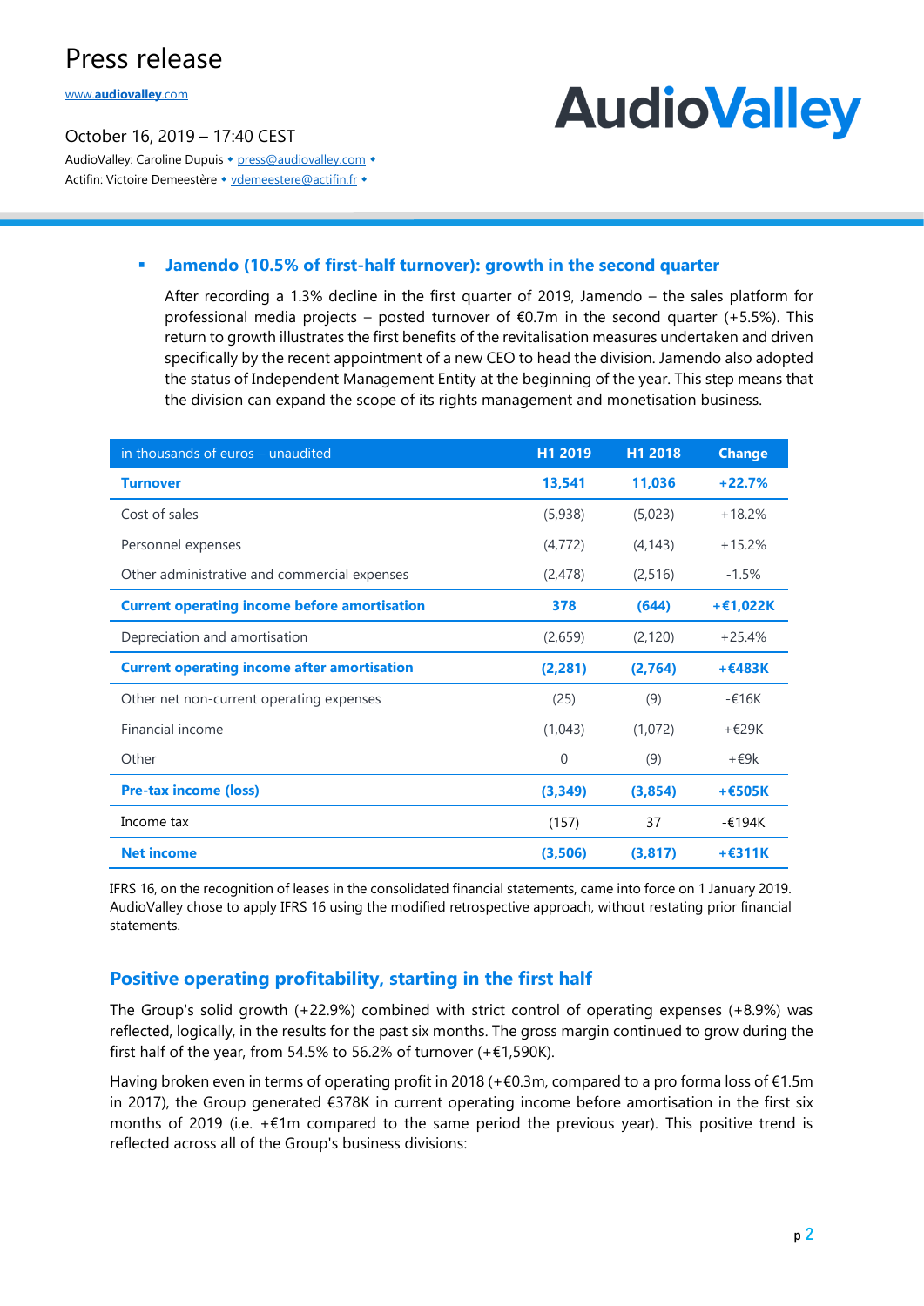- **Jamendo (10.5% of first-half turnover): growth in the second quarter**

  After recording a 1.3% decline in the first quarter of 2019, Jamendo – the sales platform for professional media projects – posted turnover of €0.7m in the second quarter (+5.5%). This return to growth illustrates the first benefits of the revitalisation measures undertaken and driven specifically by the recent appointment of a new CEO to head the division. Jamendo also adopted the status of Independent Management Entity at the beginning of the year. This step means that the division can expand the scope of its rights management and monetisation business.

| in thousands of euros – unaudited | H1 2019 | H1 2018 | Change |
|---|---|---|---|
| **Turnover** | **13,541** | **11,036** | **+22.7%** |
| Cost of sales | (5,938) | (5,023) | +18.2% |
| Personnel expenses | (4,772) | (4,143) | +15.2% |
| Other administrative and commercial expenses | (2,478) | (2,516) | -1.5% |
| **Current operating income before amortisation** | **378** | **(644)** | **+€1,022K** |
| Depreciation and amortisation | (2,659) | (2,120) | +25.4% |
| **Current operating income after amortisation** | **(2,281)** | **(2,764)** | **+€483K** |
| Other net non-current operating expenses | (25) | (9) | -€16K |
| Financial income | (1,043) | (1,072) | +€29K |
| Other | 0 | (9) | +€9k |
| **Pre-tax income (loss)** | **(3,349)** | **(3,854)** | **+€505K** |
| Income tax | (157) | 37 | -€194K |
| **Net income** | **(3,506)** | **(3,817)** | **+€311K** |

IFRS 16, on the recognition of leases in the consolidated financial statements, came into force on 1 January 2019. AudioValley chose to apply IFRS 16 using the modified retrospective approach, without restating prior financial statements.

## Positive operating profitability, starting in the first half

The Group's solid growth (+22.9%) combined with strict control of operating expenses (+8.9%) was reflected, logically, in the results for the past six months. The gross margin continued to grow during the first half of the year, from 54.5% to 56.2% of turnover (+€1,590K).

Having broken even in terms of operating profit in 2018 (+€0.3m, compared to a pro forma loss of €1.5m in 2017), the Group generated €378K in current operating income before amortisation in the first six months of 2019 (i.e. +€1m compared to the same period the previous year). This positive trend is reflected across all of the Group's business divisions: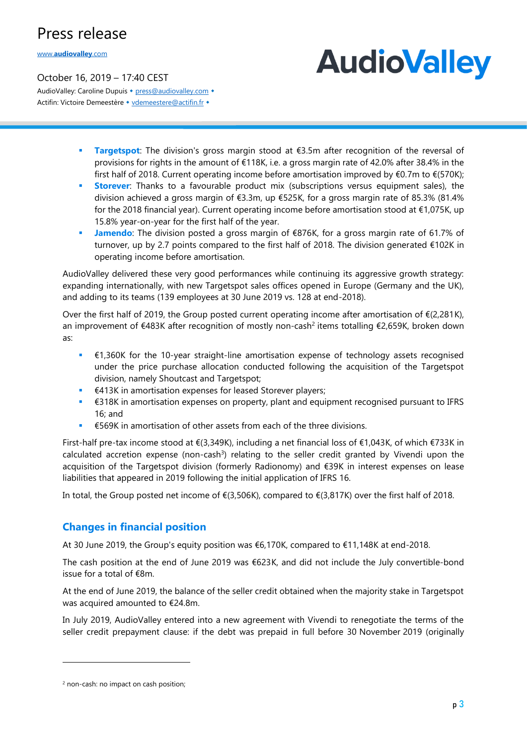- **Targetspot**: The division's gross margin stood at €3.5m after recognition of the reversal of provisions for rights in the amount of €118K, i.e. a gross margin rate of 42.0% after 38.4% in the first half of 2018. Current operating income before amortisation improved by €0.7m to €(570K);
- **Storever**: Thanks to a favourable product mix (subscriptions versus equipment sales), the division achieved a gross margin of €3.3m, up €525K, for a gross margin rate of 85.3% (81.4% for the 2018 financial year). Current operating income before amortisation stood at €1,075K, up 15.8% year-on-year for the first half of the year.
- **Jamendo**: The division posted a gross margin of €876K, for a gross margin rate of 61.7% of turnover, up by 2.7 points compared to the first half of 2018. The division generated €102K in operating income before amortisation.

AudioValley delivered these very good performances while continuing its aggressive growth strategy: expanding internationally, with new Targetspot sales offices opened in Europe (Germany and the UK), and adding to its teams (139 employees at 30 June 2019 vs. 128 at end-2018).

Over the first half of 2019, the Group posted current operating income after amortisation of €(2,281K), an improvement of €483K after recognition of mostly non-cash[2] items totalling €2,659K, broken down as:

- €1,360K for the 10-year straight-line amortisation expense of technology assets recognised under the price purchase allocation conducted following the acquisition of the Targetspot division, namely Shoutcast and Targetspot;
- €413K in amortisation expenses for leased Storever players;
- €318K in amortisation expenses on property, plant and equipment recognised pursuant to IFRS 16; and
- €569K in amortisation of other assets from each of the three divisions.

First-half pre-tax income stood at €(3,349K), including a net financial loss of €1,043K, of which €733K in calculated accretion expense (non-cash[3]) relating to the seller credit granted by Vivendi upon the acquisition of the Targetspot division (formerly Radionomy) and €39K in interest expenses on lease liabilities that appeared in 2019 following the initial application of IFRS 16.

In total, the Group posted net income of €(3,506K), compared to €(3,817K) over the first half of 2018.

## Changes in financial position

At 30 June 2019, the Group's equity position was €6,170K, compared to €11,148K at end-2018.

The cash position at the end of June 2019 was €623K, and did not include the July convertible-bond issue for a total of €8m.

At the end of June 2019, the balance of the seller credit obtained when the majority stake in Targetspot was acquired amounted to €24.8m.

In July 2019, AudioValley entered into a new agreement with Vivendi to renegotiate the terms of the seller credit prepayment clause: if the debt was prepaid in full before 30 November 2019 (originally

[2] non-cash: no impact on cash position;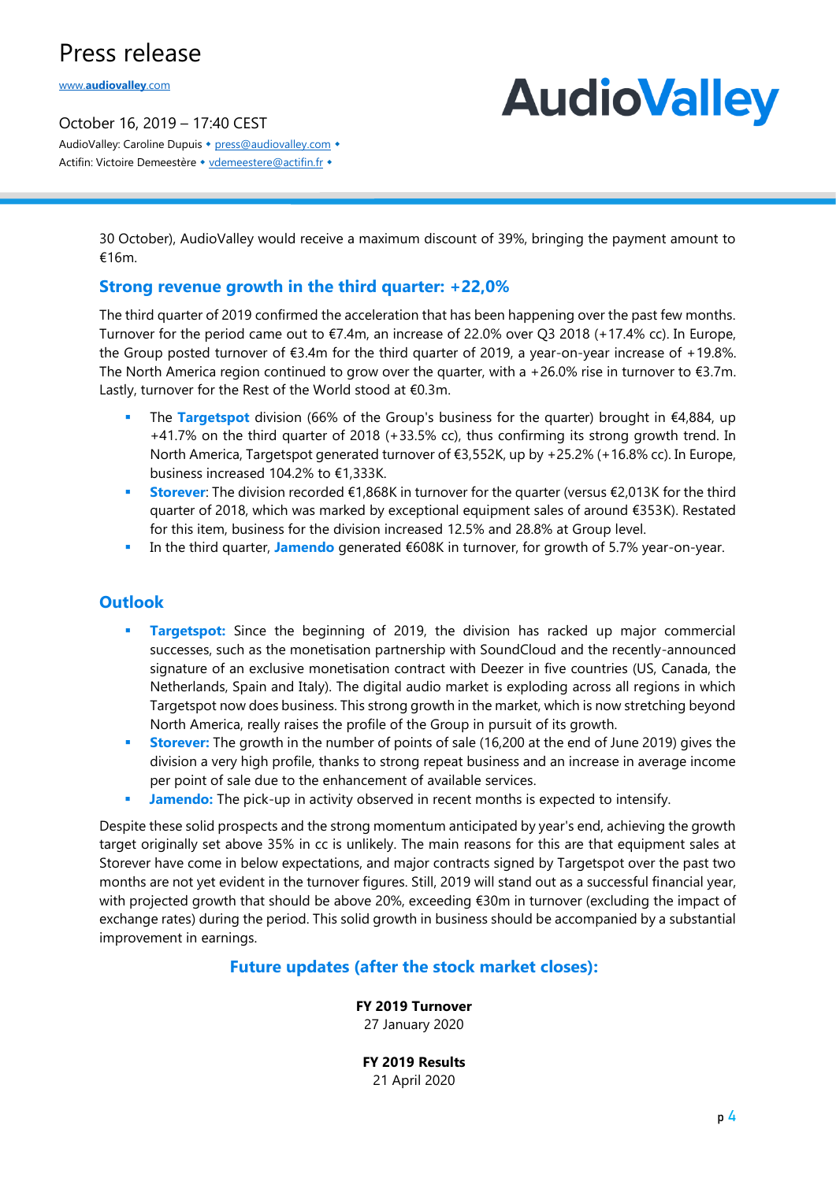30 October), AudioValley would receive a maximum discount of 39%, bringing the payment amount to €16m.

## Strong revenue growth in the third quarter: +22,0%

The third quarter of 2019 confirmed the acceleration that has been happening over the past few months. Turnover for the period came out to €7.4m, an increase of 22.0% over Q3 2018 (+17.4% cc). In Europe, the Group posted turnover of €3.4m for the third quarter of 2019, a year-on-year increase of +19.8%. The North America region continued to grow over the quarter, with a +26.0% rise in turnover to €3.7m. Lastly, turnover for the Rest of the World stood at €0.3m.

- The **Targetspot** division (66% of the Group's business for the quarter) brought in €4,884, up +41.7% on the third quarter of 2018 (+33.5% cc), thus confirming its strong growth trend. In North America, Targetspot generated turnover of €3,552K, up by +25.2% (+16.8% cc). In Europe, business increased 104.2% to €1,333K.
- **Storever**: The division recorded €1,868K in turnover for the quarter (versus €2,013K for the third quarter of 2018, which was marked by exceptional equipment sales of around €353K). Restated for this item, business for the division increased 12.5% and 28.8% at Group level.
- In the third quarter, **Jamendo** generated €608K in turnover, for growth of 5.7% year-on-year.

## Outlook

- **Targetspot:** Since the beginning of 2019, the division has racked up major commercial successes, such as the monetisation partnership with SoundCloud and the recently-announced signature of an exclusive monetisation contract with Deezer in five countries (US, Canada, the Netherlands, Spain and Italy). The digital audio market is exploding across all regions in which Targetspot now does business. This strong growth in the market, which is now stretching beyond North America, really raises the profile of the Group in pursuit of its growth.
- **Storever:** The growth in the number of points of sale (16,200 at the end of June 2019) gives the division a very high profile, thanks to strong repeat business and an increase in average income per point of sale due to the enhancement of available services.
- **Jamendo:** The pick-up in activity observed in recent months is expected to intensify.

Despite these solid prospects and the strong momentum anticipated by year's end, achieving the growth target originally set above 35% in cc is unlikely. The main reasons for this are that equipment sales at Storever have come in below expectations, and major contracts signed by Targetspot over the past two months are not yet evident in the turnover figures. Still, 2019 will stand out as a successful financial year, with projected growth that should be above 20%, exceeding €30m in turnover (excluding the impact of exchange rates) during the period. This solid growth in business should be accompanied by a substantial improvement in earnings.

## Future updates (after the stock market closes):

**FY 2019 Turnover**
27 January 2020

**FY 2019 Results**
21 April 2020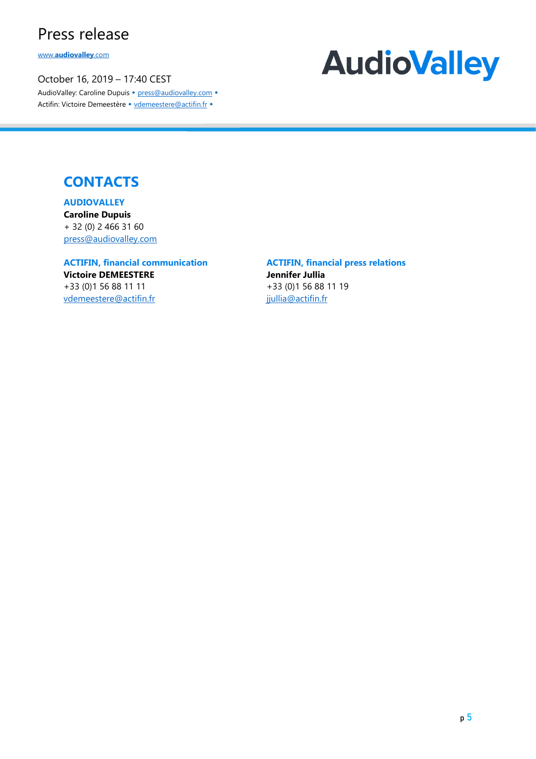## CONTACTS

### AUDIOVALLEY

**Caroline Dupuis**
+ 32 (0) 2 466 31 60
press@audiovalley.com

### ACTIFIN, financial communication

**Victoire DEMEESTERE**
+33 (0)1 56 88 11 11
vdemeestere@actifin.fr

### ACTIFIN, financial press relations

**Jennifer Jullia**
+33 (0)1 56 88 11 19
jjullia@actifin.fr